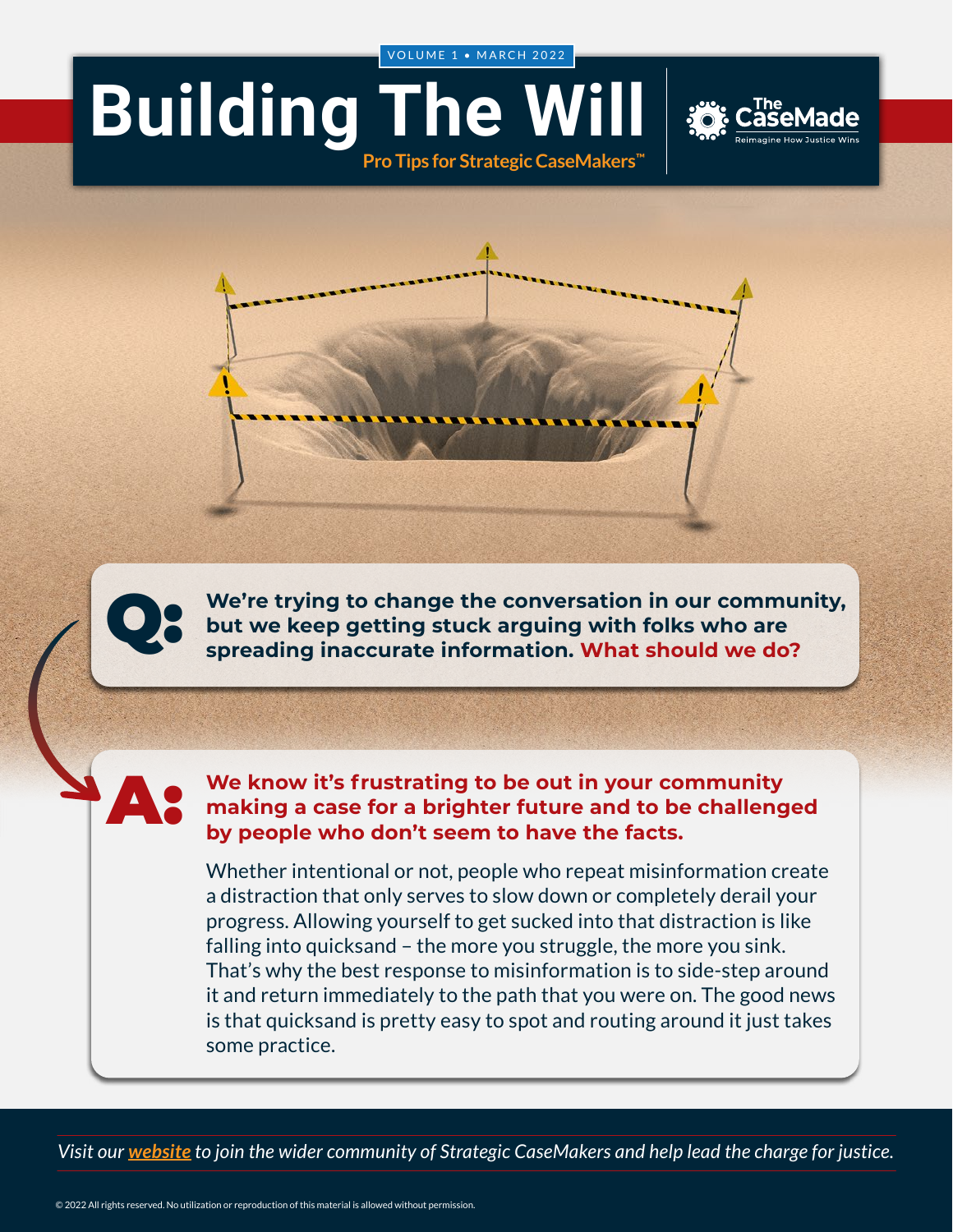VOLUME 1 • MARCH 2022

# Building The Will

**Pro Tips for Strategic CaseMakers™**

The CaseMade — Reimagine How Justice Wins

**Q: We're trying to change the conversation in our community, but we keep getting stuck arguing with folks who are spreading inaccurate information. What should we do?**

**A: We know it's frustrating to be out in your community making a case for a brighter future and to be challenged by people who don't seem to have the facts.**

Whether intentional or not, people who repeat misinformation create a distraction that only serves to slow down or completely derail your progress. Allowing yourself to get sucked into that distraction is like falling into quicksand – the more you struggle, the more you sink. That's why the best response to misinformation is to side-step around it and return immediately to the path that you were on. The good news is that quicksand is pretty easy to spot and routing around it just takes some practice.

*Visit our **website** to join the wider community of Strategic CaseMakers and help lead the charge for justice.*

© 2022 All rights reserved. No utilization or reproduction of this material is allowed without permission.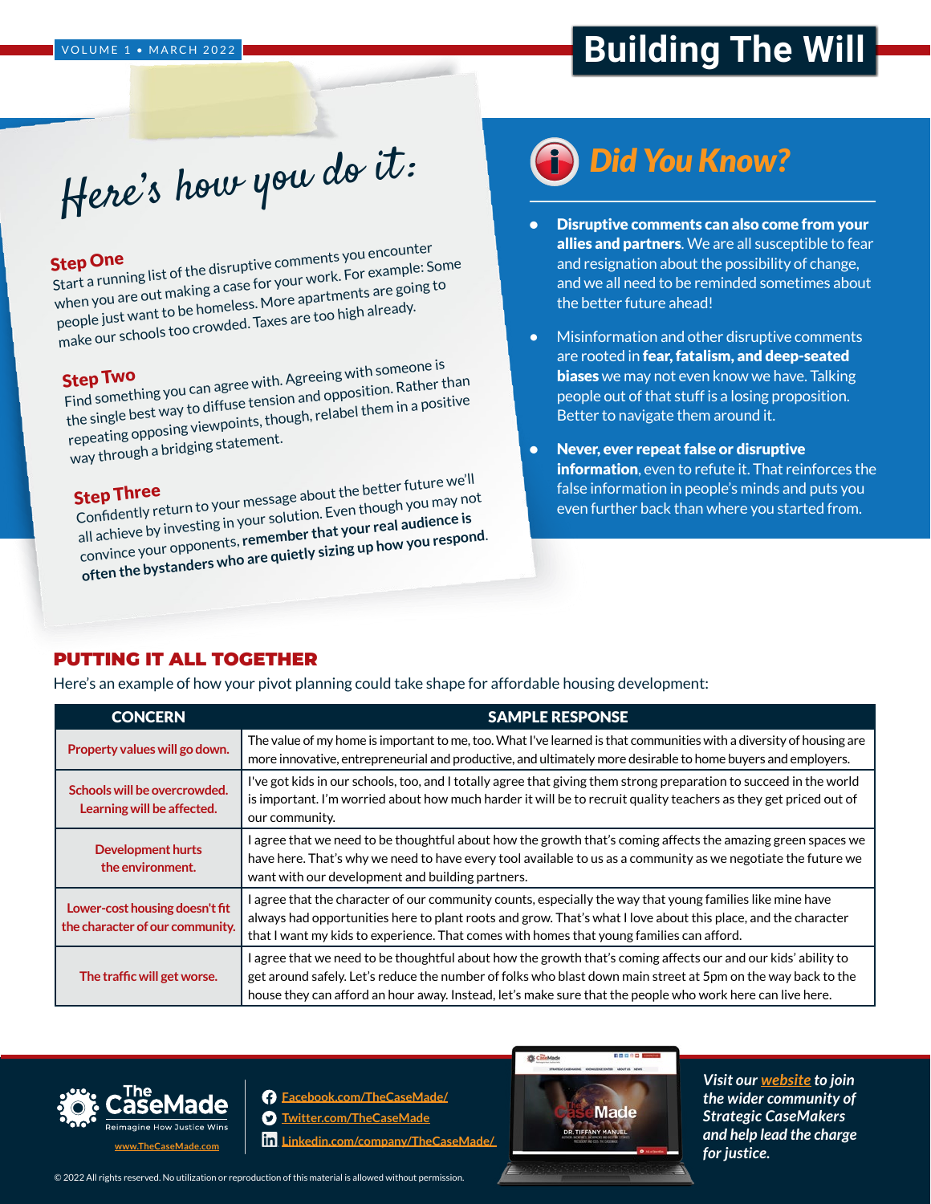# Building The Will

## Here's how you do it:

**Step One**
Start a running list of the disruptive comments you encounter when you are out making a case for your work. For example: Some people just want to be homeless. More apartments are going to make our schools too crowded. Taxes are too high already.

**Step Two**
Find something you can agree with. Agreeing with someone is the single best way to diffuse tension and opposition. Rather than repeating opposing viewpoints, though, relabel them in a positive way through a bridging statement.

**Step Three**
Confidently return to your message about the better future we'll all achieve by investing in your solution. Even though you may not convince your opponents, **remember that your real audience is often the bystanders who are quietly sizing up how you respond.**

## Did You Know?

- **Disruptive comments can also come from your allies and partners**. We are all susceptible to fear and resignation about the possibility of change, and we all need to be reminded sometimes about the better future ahead!
- Misinformation and other disruptive comments are rooted in **fear, fatalism, and deep-seated biases** we may not even know we have. Talking people out of that stuff is a losing proposition. Better to navigate them around it.
- **Never, ever repeat false or disruptive information**, even to refute it. That reinforces the false information in people's minds and puts you even further back than where you started from.

## PUTTING IT ALL TOGETHER

Here's an example of how your pivot planning could take shape for affordable housing development:

| CONCERN | SAMPLE RESPONSE |
|---|---|
| Property values will go down. | The value of my home is important to me, too. What I've learned is that communities with a diversity of housing are more innovative, entrepreneurial and productive, and ultimately more desirable to home buyers and employers. |
| Schools will be overcrowded. Learning will be affected. | I've got kids in our schools, too, and I totally agree that giving them strong preparation to succeed in the world is important. I'm worried about how much harder it will be to recruit quality teachers as they get priced out of our community. |
| Development hurts the environment. | I agree that we need to be thoughtful about how the growth that's coming affects the amazing green spaces we have here. That's why we need to have every tool available to us as a community as we negotiate the future we want with our development and building partners. |
| Lower-cost housing doesn't fit the character of our community. | I agree that the character of our community counts, especially the way that young families like mine have always had opportunities here to plant roots and grow. That's what I love about this place, and the character that I want my kids to experience. That comes with homes that young families can afford. |
| The traffic will get worse. | I agree that we need to be thoughtful about how the growth that's coming affects our and our kids' ability to get around safely. Let's reduce the number of folks who blast down main street at 5pm on the way back to the house they can afford an hour away. Instead, let's make sure that the people who work here can live here. |

The CaseMade
Reimagine How Justice Wins
www.TheCaseMade.com

Facebook.com/TheCaseMade/
Twitter.com/TheCaseMade
Linkedin.com/company/TheCaseMade/

*Visit our website to join the wider community of Strategic CaseMakers and help lead the charge for justice.*

© 2022 All rights reserved. No utilization or reproduction of this material is allowed without permission.